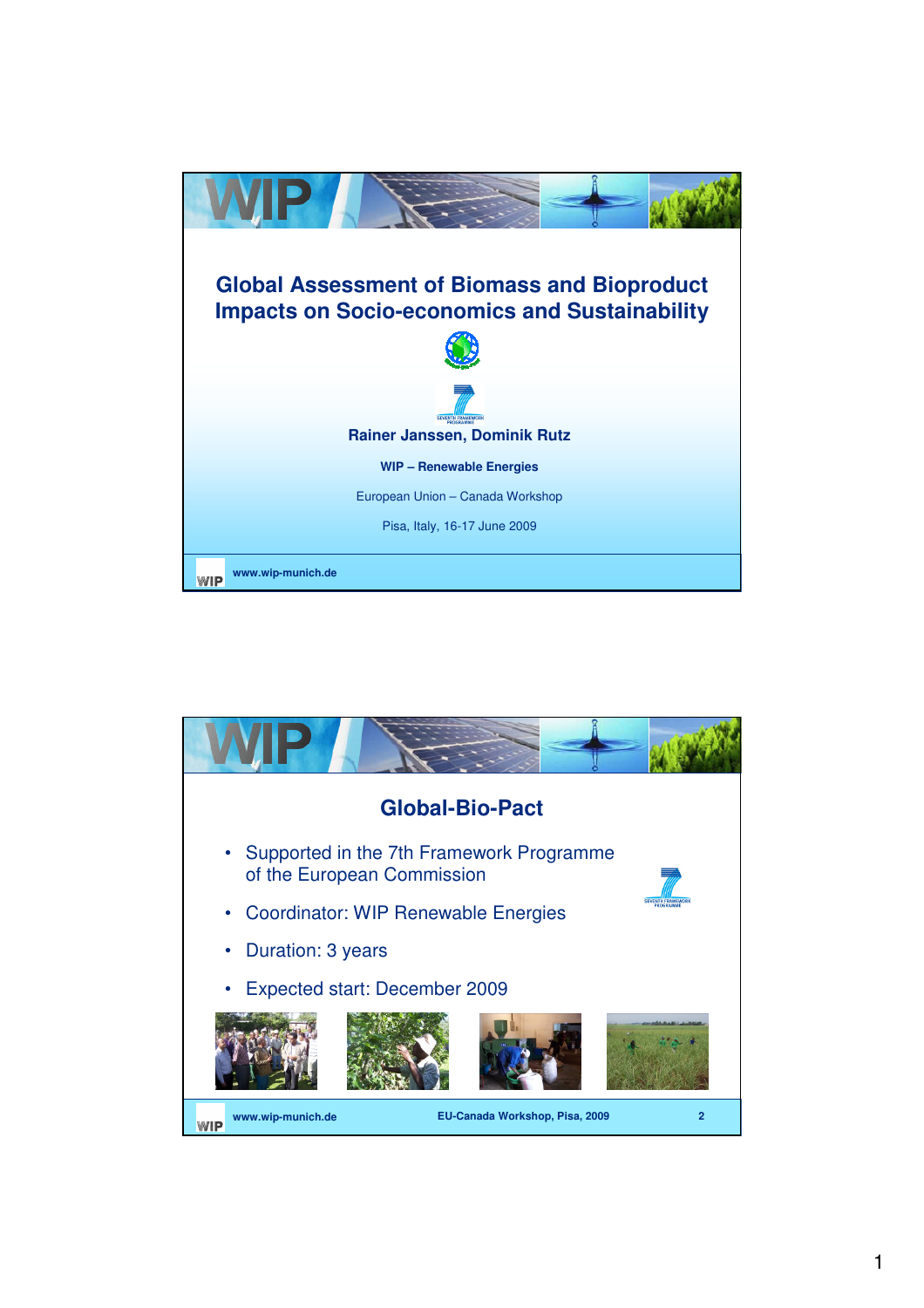# Global Assessment of Biomass and Bioproduct Impacts on Socio-economics and Sustainability

**Rainer Janssen, Dominik Rutz**

**WIP – Renewable Energies**

European Union – Canada Workshop

Pisa, Italy, 16-17 June 2009

www.wip-munich.de

## Global-Bio-Pact

- Supported in the 7th Framework Programme of the European Commission
- Coordinator: WIP Renewable Energies
- Duration: 3 years
- Expected start: December 2009

www.wip-munich.de

EU-Canada Workshop, Pisa, 2009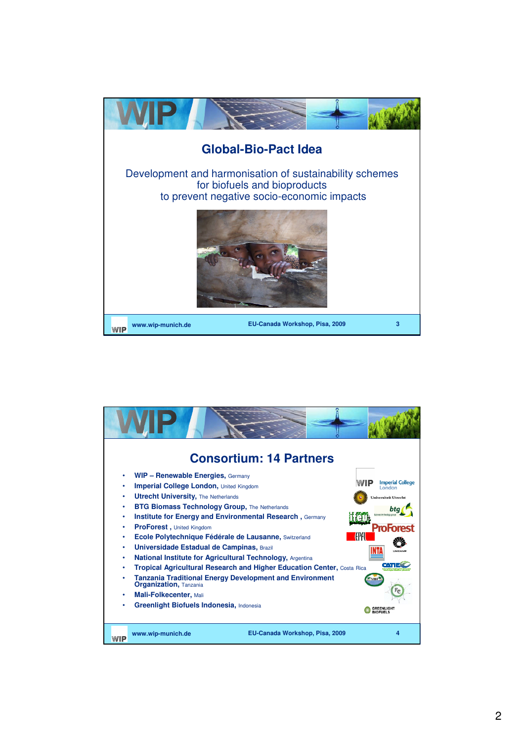## Global-Bio-Pact Idea

Development and harmonisation of sustainability schemes for biofuels and bioproducts to prevent negative socio-economic impacts

## Consortium: 14 Partners

- **WIP – Renewable Energies,** Germany
- **Imperial College London,** United Kingdom
- **Utrecht University,** The Netherlands
- **BTG Biomass Technology Group,** The Netherlands
- **Institute for Energy and Environmental Research ,** Germany
- **ProForest ,** United Kingdom
- **Ecole Polytechnique Fédérale de Lausanne,** Switzerland
- **Universidade Estadual de Campinas,** Brazil
- **National Institute for Agricultural Technology,** Argentina
- **Tropical Agricultural Research and Higher Education Center,** Costa Rica
- **Tanzania Traditional Energy Development and Environment Organization,** Tanzania
- **Mali-Folkecenter,** Mali
- **Greenlight Biofuels Indonesia,** Indonesia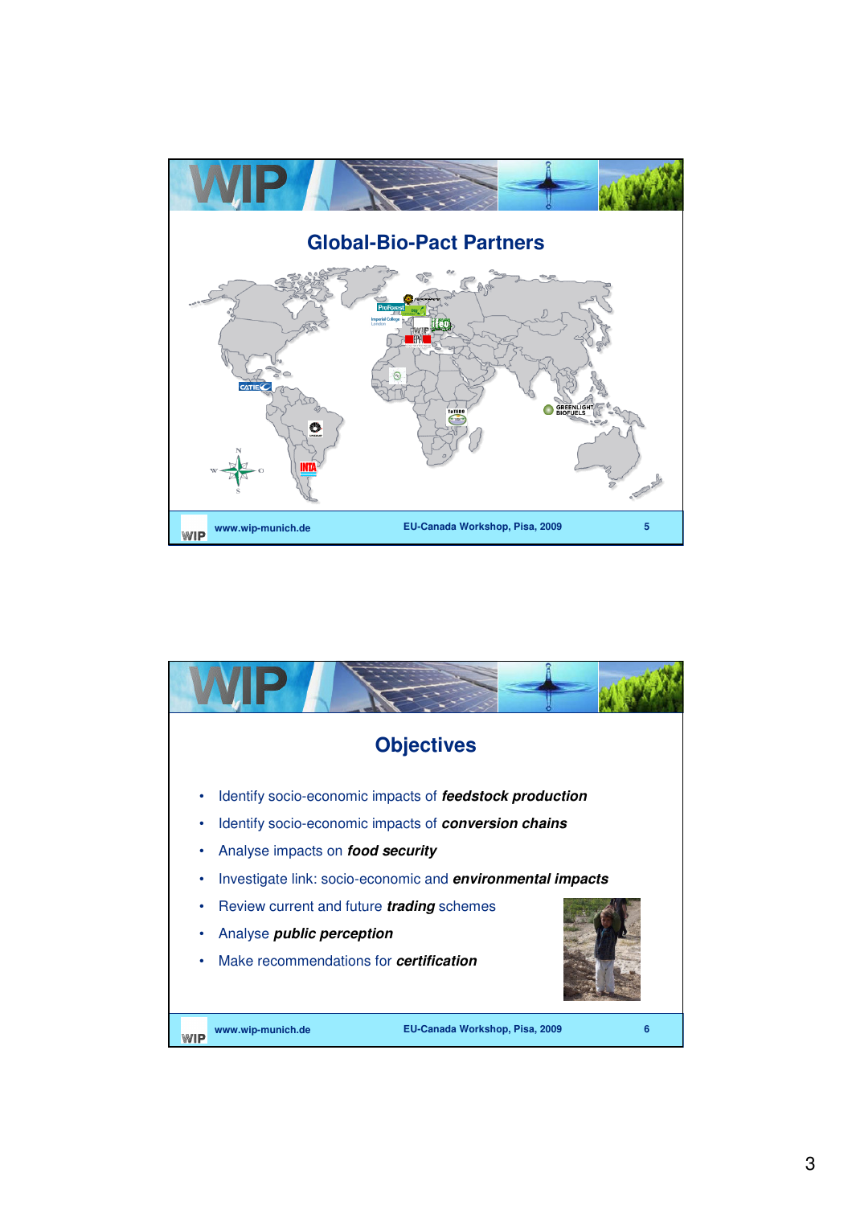## Global-Bio-Pact Partners

## Objectives

- Identify socio-economic impacts of ***feedstock production***
- Identify socio-economic impacts of ***conversion chains***
- Analyse impacts on ***food security***
- Investigate link: socio-economic and ***environmental impacts***
- Review current and future ***trading*** schemes
- Analyse ***public perception***
- Make recommendations for ***certification***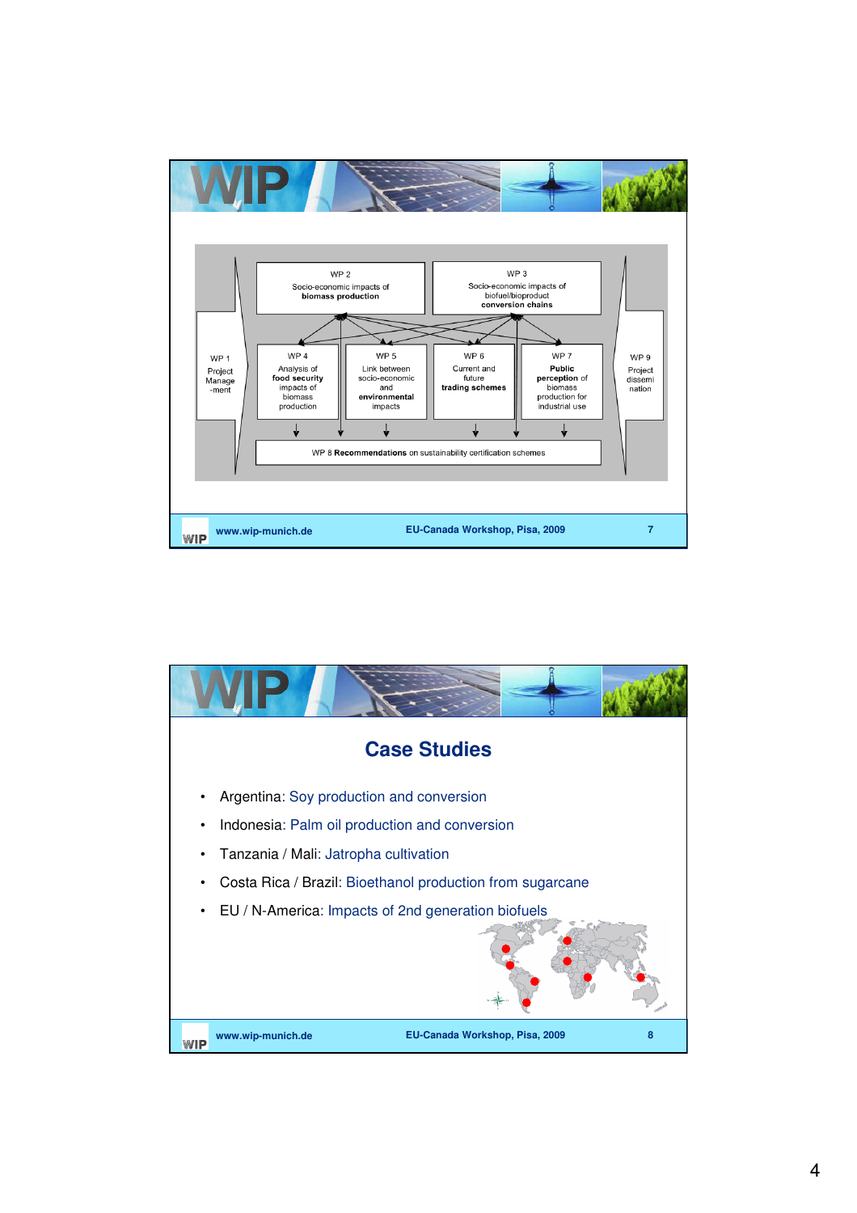WP 2
Socio-economic impacts of **biomass production**

WP 3
Socio-economic impacts of biofuel/bioproduct **conversion chains**

WP 1
Project Manage-ment

WP 4
Analysis of **food security** impacts of biomass production

WP 5
Link between socio-economic and **environmental** impacts

WP 6
Current and future **trading schemes**

WP 7
**Public perception** of biomass production for industrial use

WP 9
Project dissemi nation

WP 8 **Recommendations** on sustainability certification schemes

## Case Studies

- Argentina: Soy production and conversion
- Indonesia: Palm oil production and conversion
- Tanzania / Mali: Jatropha cultivation
- Costa Rica / Brazil: Bioethanol production from sugarcane
- EU / N-America: Impacts of 2nd generation biofuels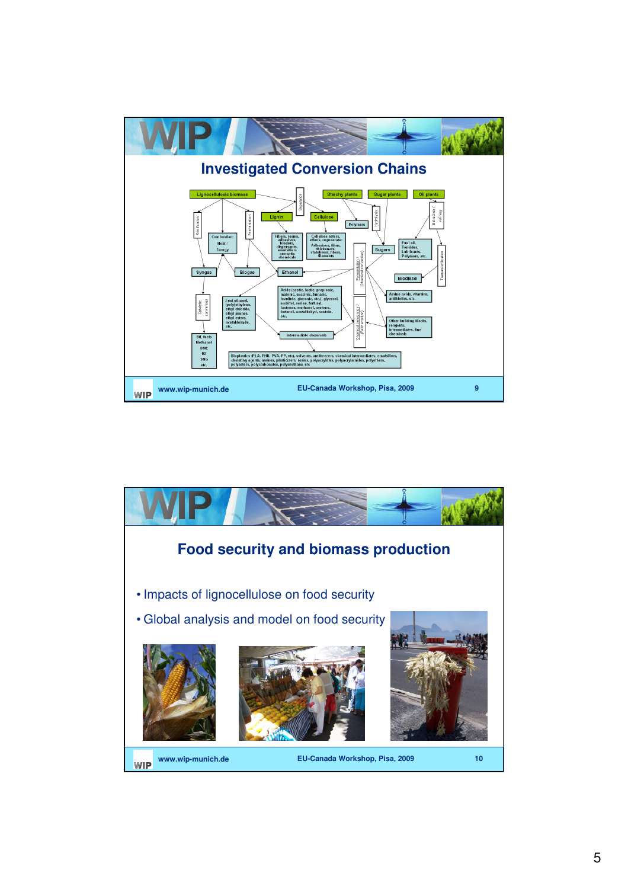## Investigated Conversion Chains

Lignocellulosic biomass → Gasification → Syngas → Catalytic conversion → DtL fuels, Methanol, DME, H2, SNG, etc.

Lignocellulosic biomass → Combustion: Heat / Energy

Lignocellulosic biomass → Fermentation → Biogas

Lignocellulosic biomass → Separation → Lignin → Fibers, resins, adhesives, binders, dispersants, emulsifiers, aromatic chemicals

Separation → Cellulose → Cellulose esters, ethers, regenerate: Adhesives, films, thickeners, stabilisers, fibers, filaments

Starchy plants → Polymers; Starchy plants → Hydrolysis → Sugars

Sugar plants → Sugars

Oil plants → Extraction / refining → Fuel oil, Tensides, Lubricants, Polymers, etc.

Oil plants → Transesterification → Biodiesel

Sugars → Fermentation (Chemical conversion) → Ethanol; Acids (acetic, lactic, propionic, malonic, succinic, fumaric, levulinic, gluconic, etc.), glycerol, sorbitol, xylose, furfural, lactones, methanol, acetone, butanol, acetaldehyd, acetoin, etc.; Amino acids, vitamins, antibiotics, etc.

Sugars → Chemical conversion (Fermentation) → Other building blocks, reagents, intermediates, fine chemicals

Ethanol → Fuel ethanol, (polyethylene, ethyl chloride, ethyl amines, ethyl esters, acetaldehyde, etc.)

Intermediate chemicals → Bioplastics (PLA, PHB, PVA, PP, etc), solvents, antifreezers, chemical intermediates, emulsifiers, chelating agents, amines, plasticizers, resins, polyacrylates, polyacrylamides, polyethers, polyesters, polycarbonates, polyurethans, etc

www.wip-munich.de — EU-Canada Workshop, Pisa, 2009 — 9

## Food security and biomass production

- Impacts of lignocellulose on food security
- Global analysis and model on food security

www.wip-munich.de — EU-Canada Workshop, Pisa, 2009 — 10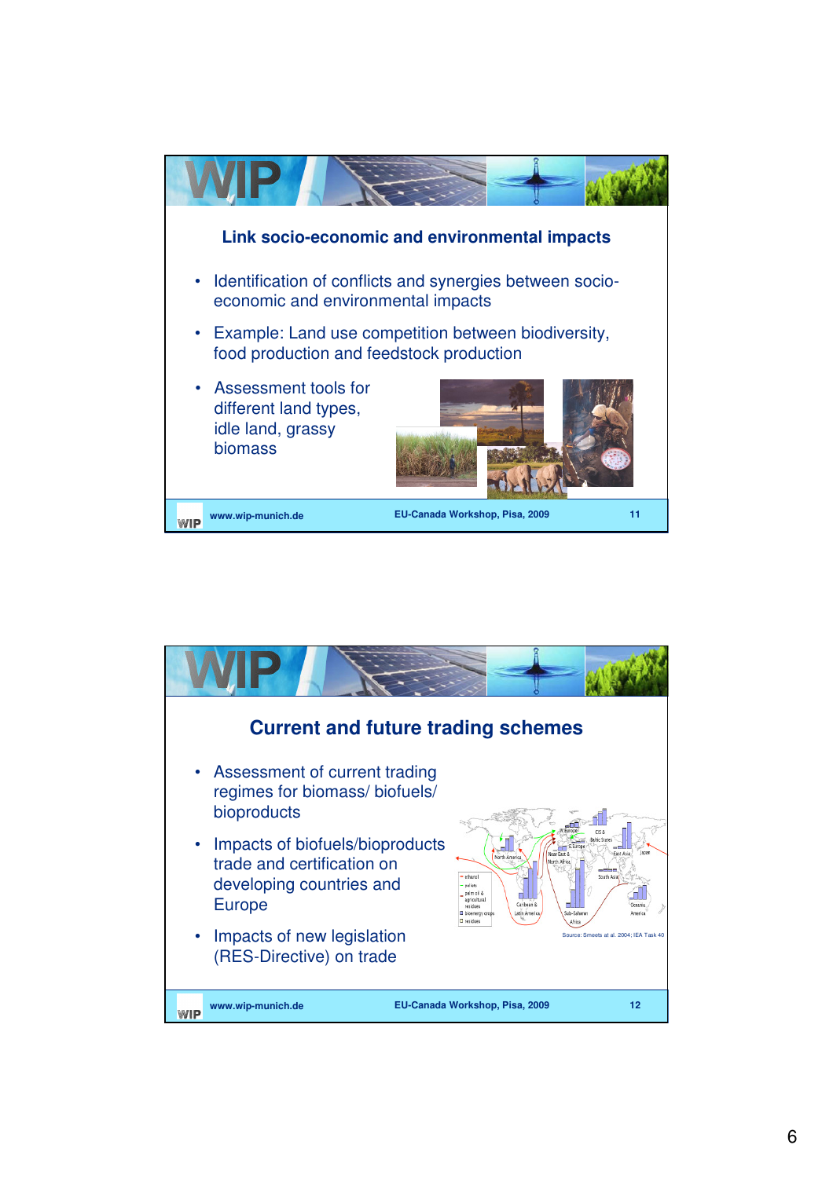## Link socio-economic and environmental impacts

- Identification of conflicts and synergies between socio-economic and environmental impacts
- Example: Land use competition between biodiversity, food production and feedstock production
- Assessment tools for different land types, idle land, grassy biomass

## Current and future trading schemes

- Assessment of current trading regimes for biomass/ biofuels/ bioproducts
- Impacts of biofuels/bioproducts trade and certification on developing countries and Europe
- Impacts of new legislation (RES-Directive) on trade

Source: Smeets at al. 2004; IEA Task 40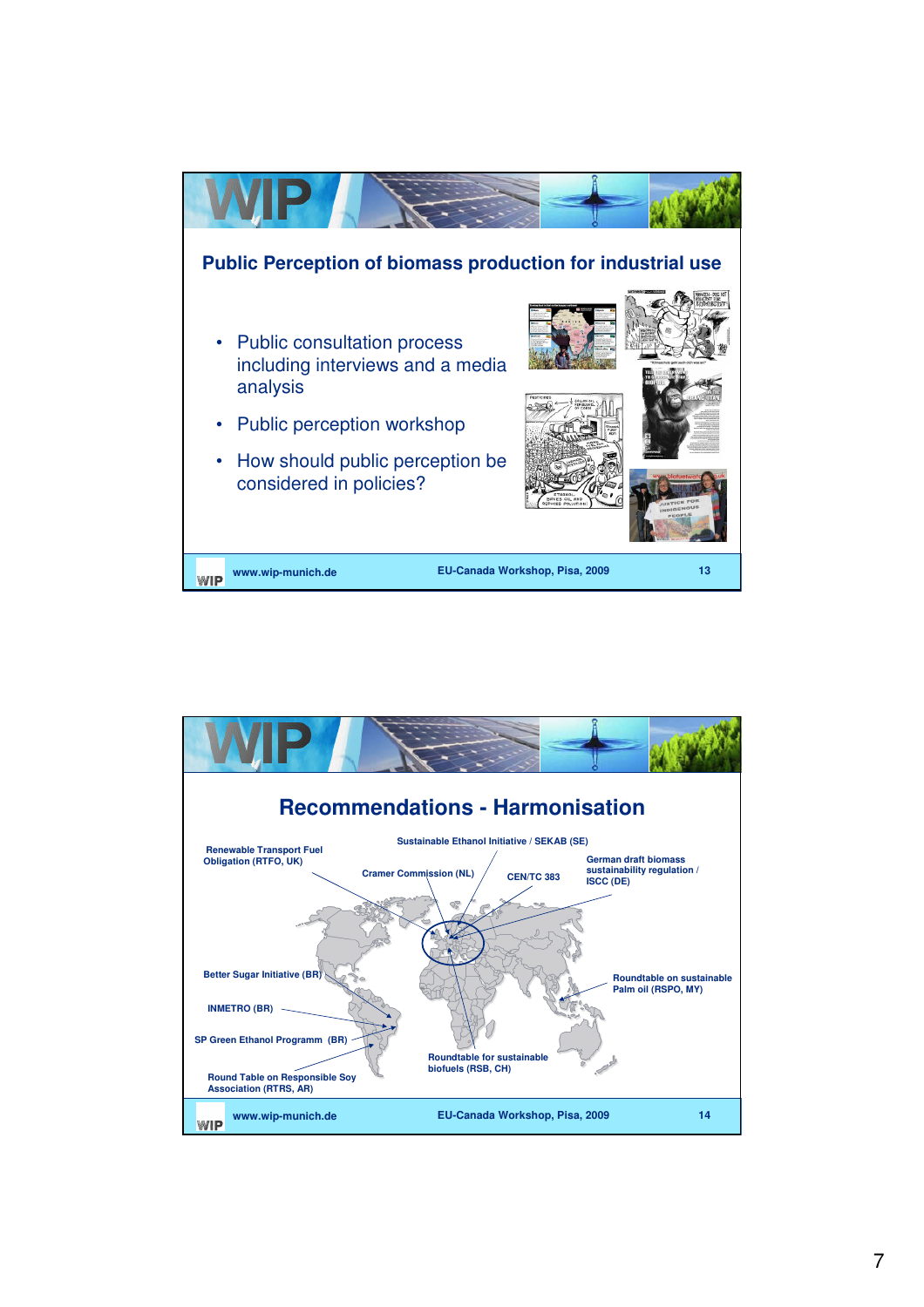## Public Perception of biomass production for industrial use

- Public consultation process including interviews and a media analysis
- Public perception workshop
- How should public perception be considered in policies?

## Recommendations - Harmonisation

- Renewable Transport Fuel Obligation (RTFO, UK)
- Sustainable Ethanol Initiative / SEKAB (SE)
- Cramer Commission (NL)
- CEN/TC 383
- German draft biomass sustainability regulation / ISCC (DE)
- Better Sugar Initiative (BR)
- INMETRO (BR)
- SP Green Ethanol Programm (BR)
- Round Table on Responsible Soy Association (RTRS, AR)
- Roundtable for sustainable biofuels (RSB, CH)
- Roundtable on sustainable Palm oil (RSPO, MY)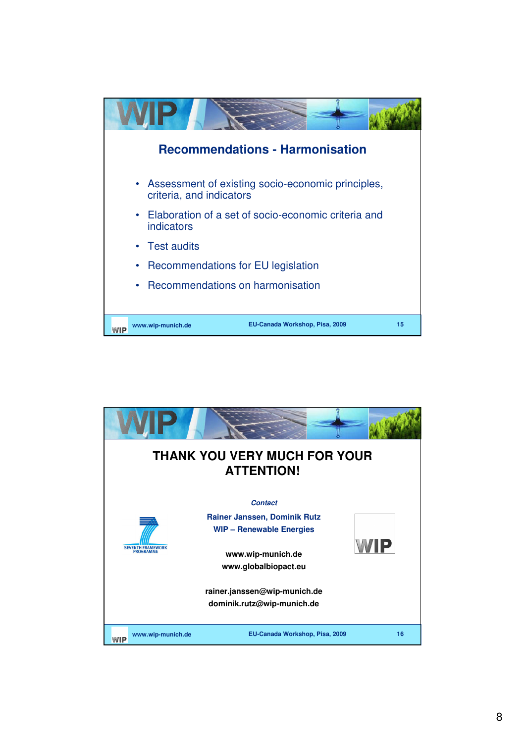## Recommendations - Harmonisation

- Assessment of existing socio-economic principles, criteria, and indicators
- Elaboration of a set of socio-economic criteria and indicators
- Test audits
- Recommendations for EU legislation
- Recommendations on harmonisation

## THANK YOU VERY MUCH FOR YOUR ATTENTION!

*Contact*

**Rainer Janssen, Dominik Rutz**

**WIP – Renewable Energies**

**www.wip-munich.de**

**www.globalbiopact.eu**

**rainer.janssen@wip-munich.de**

**dominik.rutz@wip-munich.de**